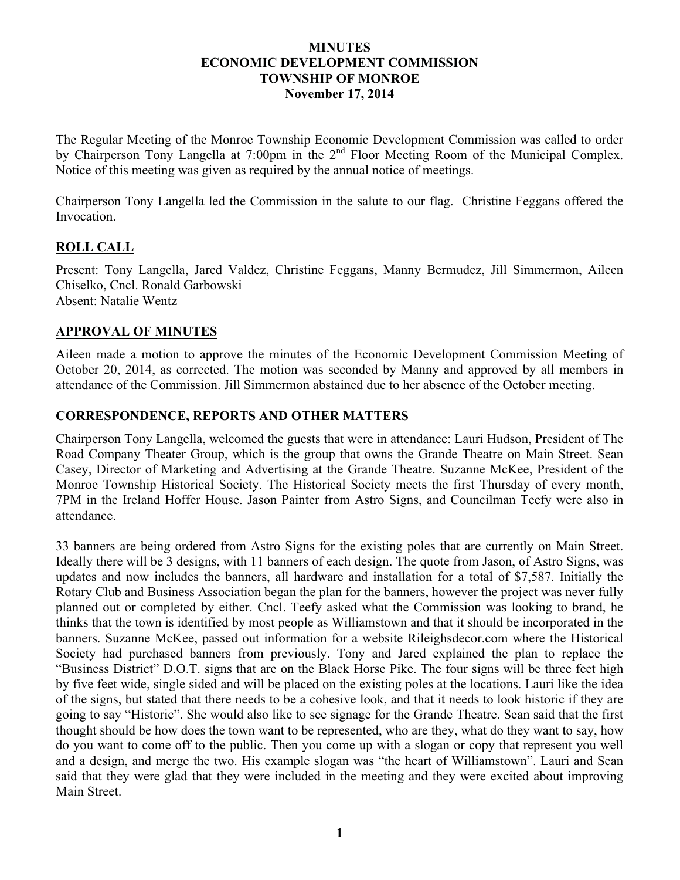# MINUTES
# ECONOMIC DEVELOPMENT COMMISSION
# TOWNSHIP OF MONROE
# November 17, 2014

The Regular Meeting of the Monroe Township Economic Development Commission was called to order by Chairperson Tony Langella at 7:00pm in the 2nd Floor Meeting Room of the Municipal Complex. Notice of this meeting was given as required by the annual notice of meetings.

Chairperson Tony Langella led the Commission in the salute to our flag. Christine Feggans offered the Invocation.

## ROLL CALL

Present: Tony Langella, Jared Valdez, Christine Feggans, Manny Bermudez, Jill Simmermon, Aileen Chiselko, Cncl. Ronald Garbowski
Absent: Natalie Wentz

## APPROVAL OF MINUTES

Aileen made a motion to approve the minutes of the Economic Development Commission Meeting of October 20, 2014, as corrected. The motion was seconded by Manny and approved by all members in attendance of the Commission. Jill Simmermon abstained due to her absence of the October meeting.

## CORRESPONDENCE, REPORTS AND OTHER MATTERS

Chairperson Tony Langella, welcomed the guests that were in attendance: Lauri Hudson, President of The Road Company Theater Group, which is the group that owns the Grande Theatre on Main Street. Sean Casey, Director of Marketing and Advertising at the Grande Theatre. Suzanne McKee, President of the Monroe Township Historical Society. The Historical Society meets the first Thursday of every month, 7PM in the Ireland Hoffer House. Jason Painter from Astro Signs, and Councilman Teefy were also in attendance.

33 banners are being ordered from Astro Signs for the existing poles that are currently on Main Street. Ideally there will be 3 designs, with 11 banners of each design. The quote from Jason, of Astro Signs, was updates and now includes the banners, all hardware and installation for a total of $7,587. Initially the Rotary Club and Business Association began the plan for the banners, however the project was never fully planned out or completed by either. Cncl. Teefy asked what the Commission was looking to brand, he thinks that the town is identified by most people as Williamstown and that it should be incorporated in the banners. Suzanne McKee, passed out information for a website Rileighsdecor.com where the Historical Society had purchased banners from previously. Tony and Jared explained the plan to replace the "Business District" D.O.T. signs that are on the Black Horse Pike. The four signs will be three feet high by five feet wide, single sided and will be placed on the existing poles at the locations. Lauri like the idea of the signs, but stated that there needs to be a cohesive look, and that it needs to look historic if they are going to say "Historic". She would also like to see signage for the Grande Theatre. Sean said that the first thought should be how does the town want to be represented, who are they, what do they want to say, how do you want to come off to the public. Then you come up with a slogan or copy that represent you well and a design, and merge the two. His example slogan was "the heart of Williamstown". Lauri and Sean said that they were glad that they were included in the meeting and they were excited about improving Main Street.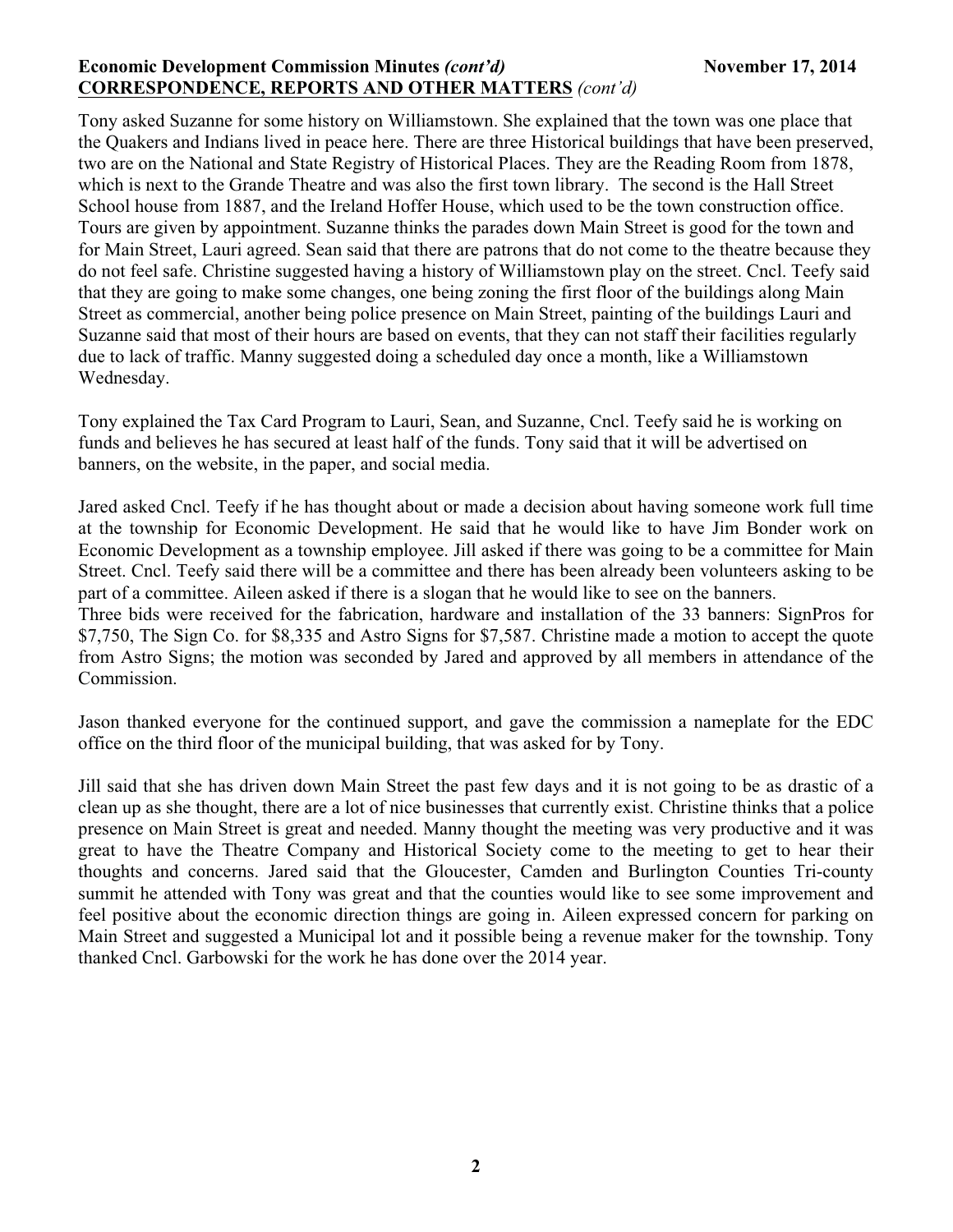**Economic Development Commission Minutes *(cont'd)*** **November 17, 2014**
**CORRESPONDENCE, REPORTS AND OTHER MATTERS** *(cont'd)*

Tony asked Suzanne for some history on Williamstown. She explained that the town was one place that the Quakers and Indians lived in peace here. There are three Historical buildings that have been preserved, two are on the National and State Registry of Historical Places. They are the Reading Room from 1878, which is next to the Grande Theatre and was also the first town library. The second is the Hall Street School house from 1887, and the Ireland Hoffer House, which used to be the town construction office. Tours are given by appointment. Suzanne thinks the parades down Main Street is good for the town and for Main Street, Lauri agreed. Sean said that there are patrons that do not come to the theatre because they do not feel safe. Christine suggested having a history of Williamstown play on the street. Cncl. Teefy said that they are going to make some changes, one being zoning the first floor of the buildings along Main Street as commercial, another being police presence on Main Street, painting of the buildings Lauri and Suzanne said that most of their hours are based on events, that they can not staff their facilities regularly due to lack of traffic. Manny suggested doing a scheduled day once a month, like a Williamstown Wednesday.

Tony explained the Tax Card Program to Lauri, Sean, and Suzanne, Cncl. Teefy said he is working on funds and believes he has secured at least half of the funds. Tony said that it will be advertised on banners, on the website, in the paper, and social media.

Jared asked Cncl. Teefy if he has thought about or made a decision about having someone work full time at the township for Economic Development. He said that he would like to have Jim Bonder work on Economic Development as a township employee. Jill asked if there was going to be a committee for Main Street. Cncl. Teefy said there will be a committee and there has been already been volunteers asking to be part of a committee. Aileen asked if there is a slogan that he would like to see on the banners.
Three bids were received for the fabrication, hardware and installation of the 33 banners: SignPros for $7,750, The Sign Co. for $8,335 and Astro Signs for $7,587. Christine made a motion to accept the quote from Astro Signs; the motion was seconded by Jared and approved by all members in attendance of the Commission.

Jason thanked everyone for the continued support, and gave the commission a nameplate for the EDC office on the third floor of the municipal building, that was asked for by Tony.

Jill said that she has driven down Main Street the past few days and it is not going to be as drastic of a clean up as she thought, there are a lot of nice businesses that currently exist. Christine thinks that a police presence on Main Street is great and needed. Manny thought the meeting was very productive and it was great to have the Theatre Company and Historical Society come to the meeting to get to hear their thoughts and concerns. Jared said that the Gloucester, Camden and Burlington Counties Tri-county summit he attended with Tony was great and that the counties would like to see some improvement and feel positive about the economic direction things are going in. Aileen expressed concern for parking on Main Street and suggested a Municipal lot and it possible being a revenue maker for the township. Tony thanked Cncl. Garbowski for the work he has done over the 2014 year.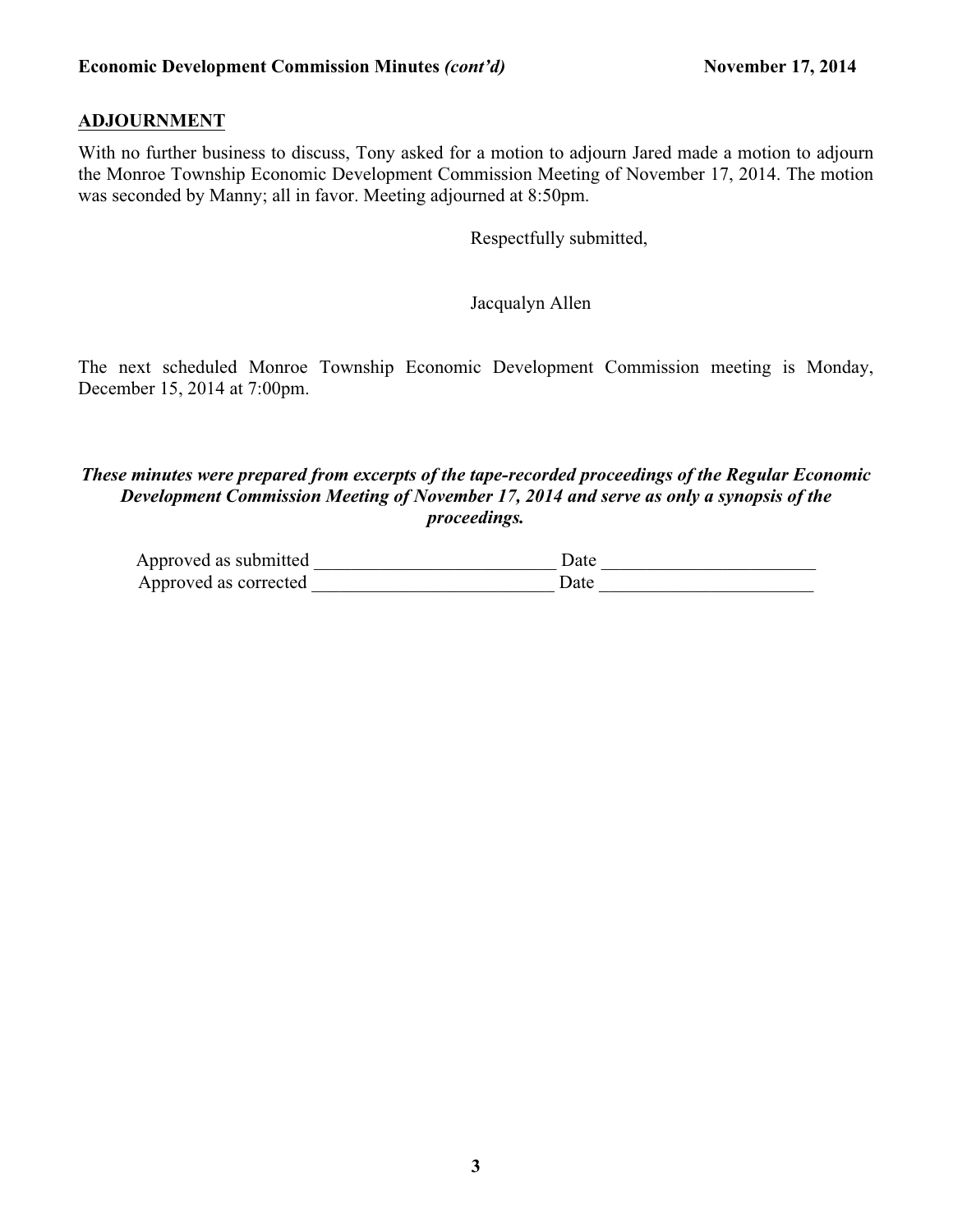## ADJOURNMENT

With no further business to discuss, Tony asked for a motion to adjourn Jared made a motion to adjourn the Monroe Township Economic Development Commission Meeting of November 17, 2014. The motion was seconded by Manny; all in favor. Meeting adjourned at 8:50pm.

Respectfully submitted,

Jacqualyn Allen

The next scheduled Monroe Township Economic Development Commission meeting is Monday, December 15, 2014 at 7:00pm.

***These minutes were prepared from excerpts of the tape-recorded proceedings of the Regular Economic Development Commission Meeting of November 17, 2014 and serve as only a synopsis of the proceedings.***

Approved as submitted __________________________ Date _______________________

Approved as corrected __________________________ Date _______________________